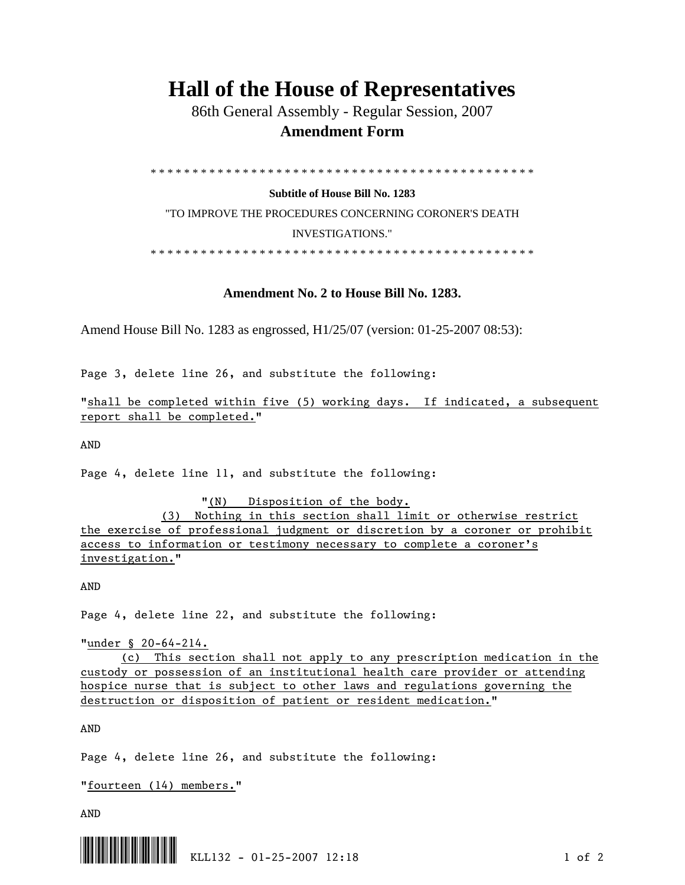# Hall of the House of Representatives

86th General Assembly - Regular Session, 2007

**Amendment Form**

\* \* \* \* \* \* \* \* \* \* \* \* \* \* \* \* \* \* \* \* \* \* \* \* \* \* \* \* \* \* \* \* \* \* \* \* \* \* \* \* \* \* \* \* \* \* \* \* \*

**Subtitle of House Bill No. 1283**

"TO IMPROVE THE PROCEDURES CONCERNING CORONER'S DEATH INVESTIGATIONS."

\* \* \* \* \* \* \* \* \* \* \* \* \* \* \* \* \* \* \* \* \* \* \* \* \* \* \* \* \* \* \* \* \* \* \* \* \* \* \* \* \* \* \* \* \* \* \* \* \*

**Amendment No. 2 to House Bill No. 1283.**

Amend House Bill No. 1283 as engrossed, H1/25/07 (version: 01-25-2007 08:53):

Page 3, delete line 26, and substitute the following:

"<u>shall be completed within five (5) working days. If indicated, a subsequent report shall be completed.</u>"

AND

Page 4, delete line 11, and substitute the following:

"<u>(N) Disposition of the body.</u>
<u>(3) Nothing in this section shall limit or otherwise restrict the exercise of professional judgment or discretion by a coroner or prohibit access to information or testimony necessary to complete a coroner's investigation.</u>"

AND

Page 4, delete line 22, and substitute the following:

"<u>under § 20-64-214.</u>
<u>(c) This section shall not apply to any prescription medication in the custody or possession of an institutional health care provider or attending hospice nurse that is subject to other laws and regulations governing the destruction or disposition of patient or resident medication.</u>"

AND

Page 4, delete line 26, and substitute the following:

"<u>fourteen (14) members.</u>"

AND

KLL132 - 01-25-2007 12:18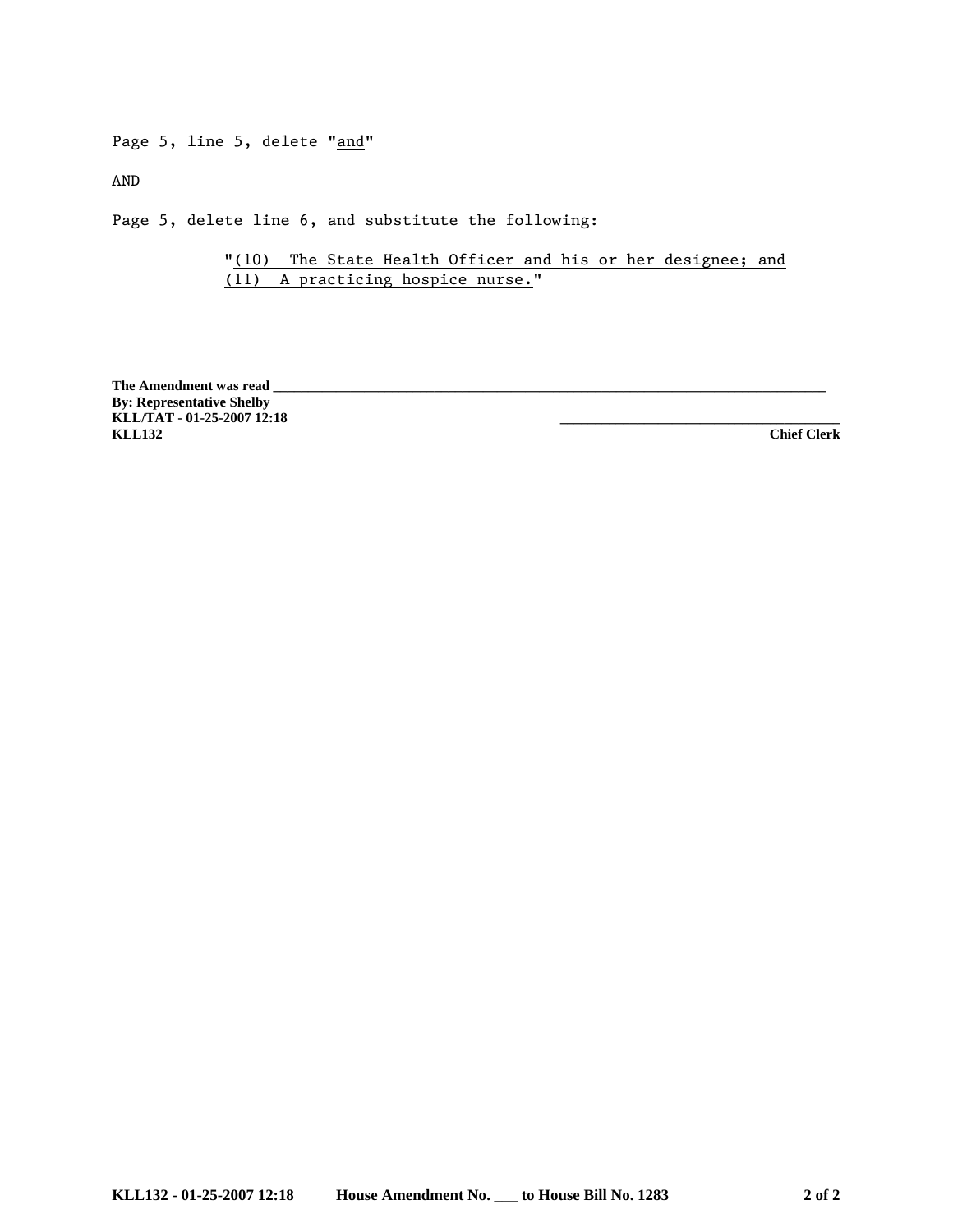Page 5, line 5, delete "<u>and</u>"

AND

Page 5, delete line 6, and substitute the following:

> "<u>(10) The State Health Officer and his or her designee; and</u>
> <u>(11) A practicing hospice nurse.</u>"

**The Amendment was read \_\_\_\_\_\_\_\_\_\_\_\_\_\_\_\_\_\_\_\_\_\_\_\_\_\_\_\_\_\_\_\_\_\_\_\_\_\_\_\_\_\_\_\_\_\_\_\_\_\_\_\_\_\_\_\_\_\_\_\_\_\_\_\_\_\_\_\_\_\_\_\_\_\_\_\_**
**By: Representative Shelby**
**KLL/TAT - 01-25-2007 12:18**
**KLL132**

\_\_\_\_\_\_\_\_\_\_\_\_\_\_\_\_\_\_\_\_\_\_\_\_\_\_\_\_\_\_\_\_\_\_\_\_\_\_\_\_
**Chief Clerk**